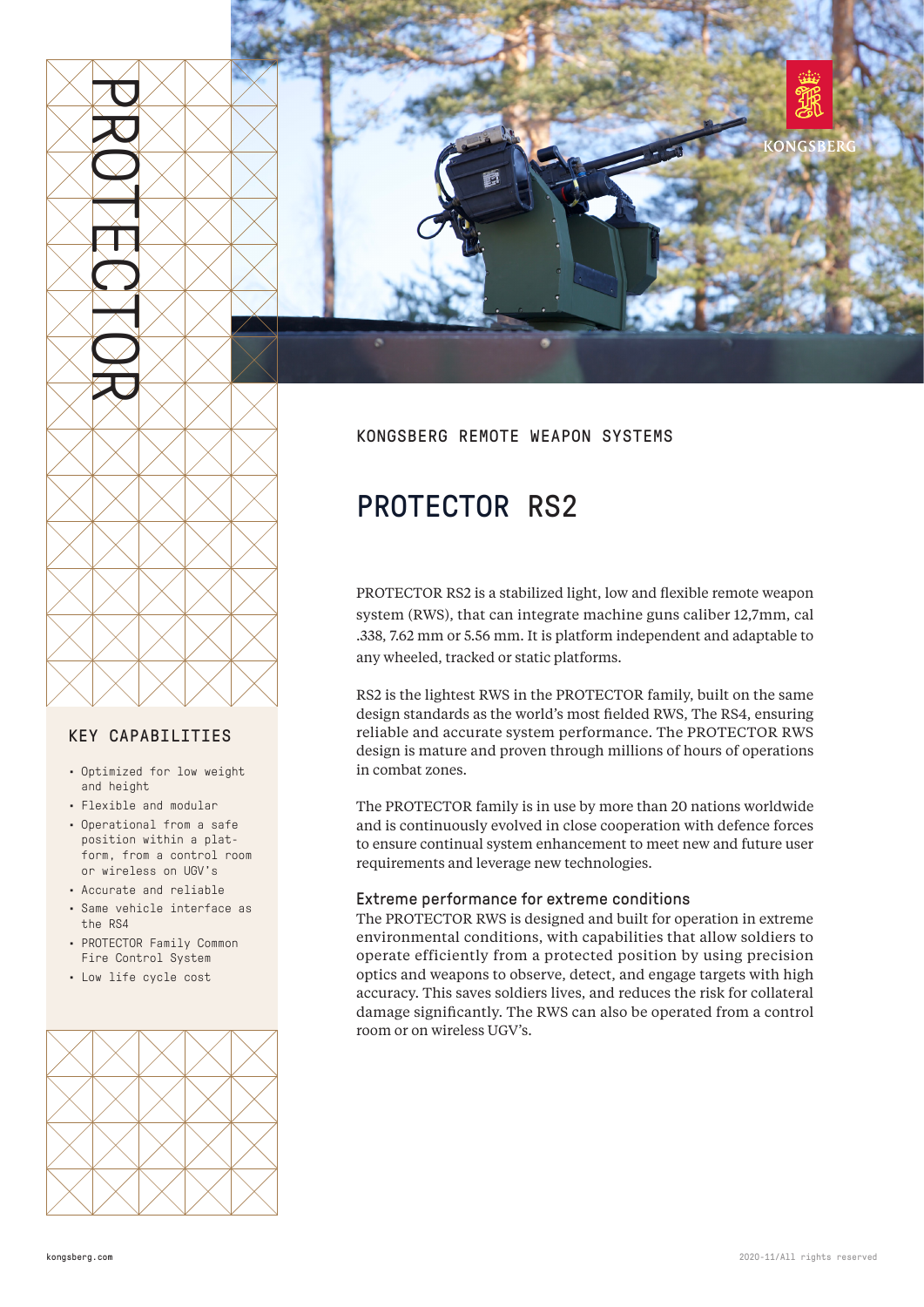PROTECTOR

# KONGSBERG REMOTE WEAPON SYSTEMS

# PROTECTOR RS2

PROTECTOR RS2 is a stabilized light, low and flexible remote weapon system (RWS), that can integrate machine guns caliber 12,7mm, cal .338, 7.62 mm or 5.56 mm. It is platform independent and adaptable to any wheeled, tracked or static platforms.

RS2 is the lightest RWS in the PROTECTOR family, built on the same design standards as the world's most fielded RWS, The RS4, ensuring reliable and accurate system performance. The PROTECTOR RWS design is mature and proven through millions of hours of operations in combat zones.

The PROTECTOR family is in use by more than 20 nations worldwide and is continuously evolved in close cooperation with defence forces to ensure continual system enhancement to meet new and future user requirements and leverage new technologies.

## Extreme performance for extreme conditions

The PROTECTOR RWS is designed and built for operation in extreme environmental conditions, with capabilities that allow soldiers to operate efficiently from a protected position by using precision optics and weapons to observe, detect, and engage targets with high accuracy. This saves soldiers lives, and reduces the risk for collateral damage significantly. The RWS can also be operated from a control room or on wireless UGV's.

## KEY CAPABILITIES

- Optimized for low weight and height
- Flexible and modular
- Operational from a safe position within a platform, from a control room or wireless on UGV's
- Accurate and reliable
- Same vehicle interface as the RS4
- PROTECTOR Family Common Fire Control System
- Low life cycle cost

kongsberg.com

2020-11/All rights reserved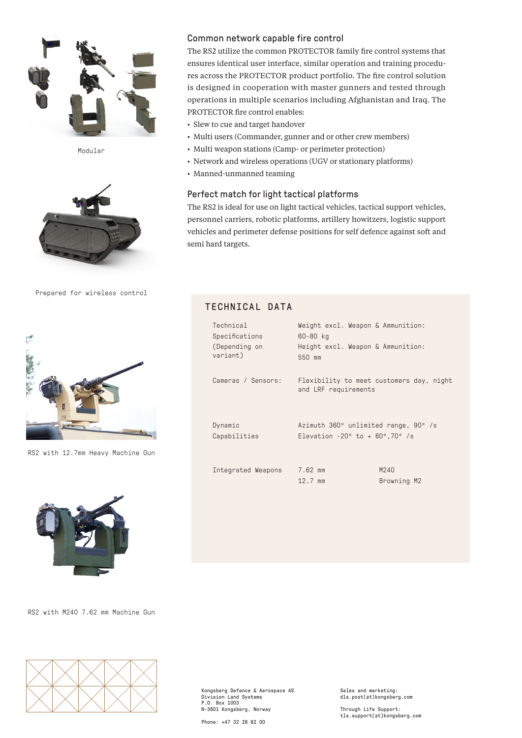Modular

Prepared for wireless control

RS2 with 12.7mm Heavy Machine Gun

RS2 with M240 7.62 mm Machine Gun

### Common network capable fire control

The RS2 utilize the common PROTECTOR family fire control systems that ensures identical user interface, similar operation and training procedures across the PROTECTOR product portfolio. The fire control solution is designed in cooperation with master gunners and tested through operations in multiple scenarios including Afghanistan and Iraq. The PROTECTOR fire control enables:

- Slew to cue and target handover
- Multi users (Commander, gunner and or other crew members)
- Multi weapon stations (Camp- or perimeter protection)
- Network and wireless operations (UGV or stationary platforms)
- Manned-unmanned teaming

### Perfect match for light tactical platforms

The RS2 is ideal for use on light tactical vehicles, tactical support vehicles, personnel carriers, robotic platforms, artillery howitzers, logistic support vehicles and perimeter defense positions for self defence against soft and semi hard targets.

## TECHNICAL DATA

| | | |
|---|---|---|
| Technical Specifications (Depending on variant) | Weight excl. Weapon & Ammunition: 60-80 kg<br>Height excl. Weapon & Ammunition: 550 mm | |
| Cameras / Sensors: | Flexibility to meet customers day, night and LRF requirements | |
| Dynamic Capabilities | Azimuth 360° unlimited range, 90° /s<br>Elevation -20° to + 60°,70° /s | |
| Integrated Weapons | 7.62 mm | M240 |
| | 12.7 mm | Browning M2 |

Kongsberg Defence & Aerospace AS
Division Land Systems
P.O. Box 1003
N-3601 Kongsberg, Norway

Phone: +47 32 28 82 00

Sales and marketing:
dls.post(at)kongsberg.com

Through Life Support:
tls.support(at)kongsberg.com